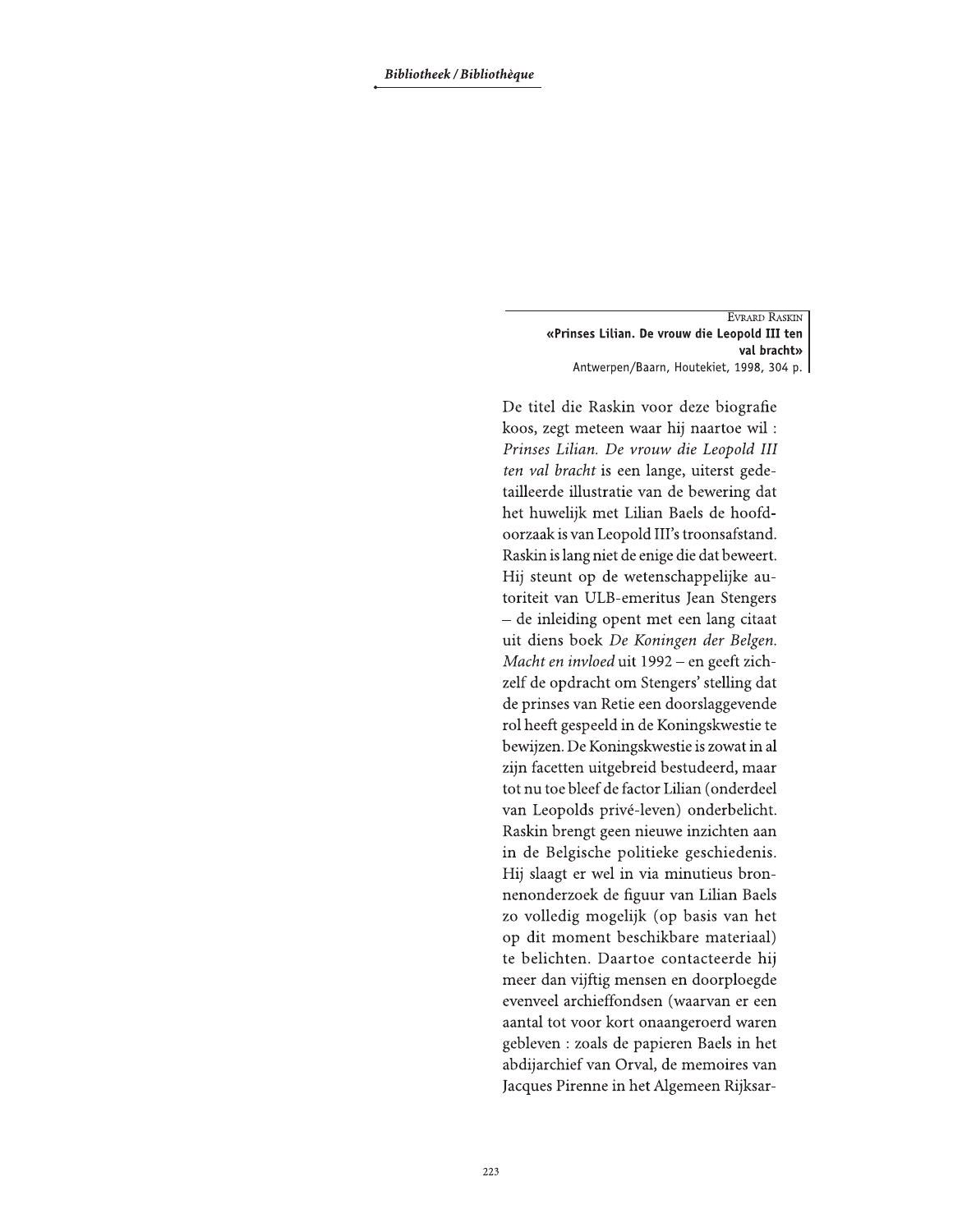Evrard Raskin

**«Prinses Lilian. De vrouw die Leopold III ten val bracht»**

Antwerpen/Baarn, Houtekiet, 1998, 304 p.

De titel die Raskin voor deze biografie koos, zegt meteen waar hij naartoe wil : *Prinses Lilian. De vrouw die Leopold III ten val bracht* is een lange, uiterst gedetailleerde illustratie van de bewering dat het huwelijk met Lilian Baels de hoofdoorzaak is van Leopold III's troonsafstand. Raskin is lang niet de enige die dat beweert. Hij steunt op de wetenschappelijke autoriteit van ULB-emeritus Jean Stengers – de inleiding opent met een lang citaat uit diens boek *De Koningen der Belgen. Macht en invloed* uit 1992 – en geeft zichzelf de opdracht om Stengers' stelling dat de prinses van Retie een doorslaggevende rol heeft gespeeld in de Koningskwestie te bewijzen. De Koningskwestie is zowat in al zijn facetten uitgebreid bestudeerd, maar tot nu toe bleef de factor Lilian (onderdeel van Leopolds privé-leven) onderbelicht. Raskin brengt geen nieuwe inzichten aan in de Belgische politieke geschiedenis. Hij slaagt er wel in via minutieus bronnenonderzoek de figuur van Lilian Baels zo volledig mogelijk (op basis van het op dit moment beschikbare materiaal) te belichten. Daartoe contacteerde hij meer dan vijftig mensen en doorploegde evenveel archieffondsen (waarvan er een aantal tot voor kort onaangeroerd waren gebleven : zoals de papieren Baels in het abdijarchief van Orval, de memoires van Jacques Pirenne in het Algemeen Rijksar-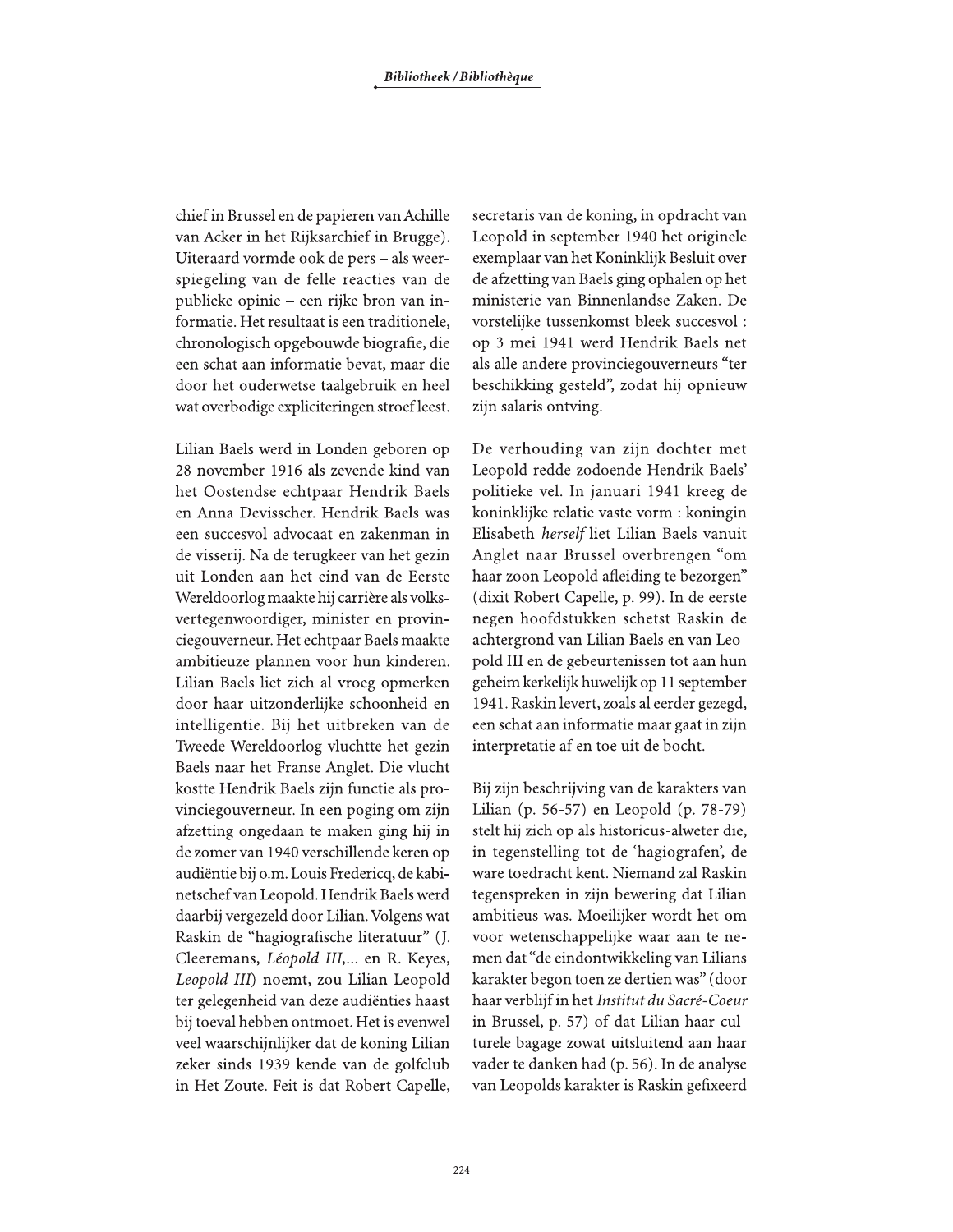chief in Brussel en de papieren van Achille van Acker in het Rijksarchief in Brugge). Uiteraard vormde ook de pers – als weerspiegeling van de felle reacties van de publieke opinie – een rijke bron van informatie. Het resultaat is een traditionele, chronologisch opgebouwde biografie, die een schat aan informatie bevat, maar die door het ouderwetse taalgebruik en heel wat overbodige expliciteringen stroef leest.

Lilian Baels werd in Londen geboren op 28 november 1916 als zevende kind van het Oostendse echtpaar Hendrik Baels en Anna Devisscher. Hendrik Baels was een succesvol advocaat en zakenman in de visserij. Na de terugkeer van het gezin uit Londen aan het eind van de Eerste Wereldoorlog maakte hij carrière als volksvertegenwoordiger, minister en provinciegouverneur. Het echtpaar Baels maakte ambitieuze plannen voor hun kinderen. Lilian Baels liet zich al vroeg opmerken door haar uitzonderlijke schoonheid en intelligentie. Bij het uitbreken van de Tweede Wereldoorlog vluchtte het gezin Baels naar het Franse Anglet. Die vlucht kostte Hendrik Baels zijn functie als provinciegouverneur. In een poging om zijn afzetting ongedaan te maken ging hij in de zomer van 1940 verschillende keren op audiëntie bij o.m. Louis Fredericq, de kabinetschef van Leopold. Hendrik Baels werd daarbij vergezeld door Lilian. Volgens wat Raskin de "hagiografische literatuur" (J. Cleeremans, *Léopold III,...* en R. Keyes, *Leopold III*) noemt, zou Lilian Leopold ter gelegenheid van deze audiënties haast bij toeval hebben ontmoet. Het is evenwel veel waarschijnlijker dat de koning Lilian zeker sinds 1939 kende van de golfclub in Het Zoute. Feit is dat Robert Capelle, secretaris van de koning, in opdracht van Leopold in september 1940 het originele exemplaar van het Koninklijk Besluit over de afzetting van Baels ging ophalen op het ministerie van Binnenlandse Zaken. De vorstelijke tussenkomst bleek succesvol : op 3 mei 1941 werd Hendrik Baels net als alle andere provinciegouverneurs "ter beschikking gesteld", zodat hij opnieuw zijn salaris ontving.

De verhouding van zijn dochter met Leopold redde zodoende Hendrik Baels' politieke vel. In januari 1941 kreeg de koninklijke relatie vaste vorm : koningin Elisabeth *herself* liet Lilian Baels vanuit Anglet naar Brussel overbrengen "om haar zoon Leopold afleiding te bezorgen" (dixit Robert Capelle, p. 99). In de eerste negen hoofdstukken schetst Raskin de achtergrond van Lilian Baels en van Leopold III en de gebeurtenissen tot aan hun geheim kerkelijk huwelijk op 11 september 1941. Raskin levert, zoals al eerder gezegd, een schat aan informatie maar gaat in zijn interpretatie af en toe uit de bocht.

Bij zijn beschrijving van de karakters van Lilian (p. 56-57) en Leopold (p. 78-79) stelt hij zich op als historicus-alweter die, in tegenstelling tot de 'hagiografen', de ware toedracht kent. Niemand zal Raskin tegenspreken in zijn bewering dat Lilian ambitieus was. Moeilijker wordt het om voor wetenschappelijke waar aan te nemen dat "de eindontwikkeling van Lilians karakter begon toen ze dertien was" (door haar verblijf in het *Institut du Sacré-Coeur* in Brussel, p. 57) of dat Lilian haar culturele bagage zowat uitsluitend aan haar vader te danken had (p. 56). In de analyse van Leopolds karakter is Raskin gefixeerd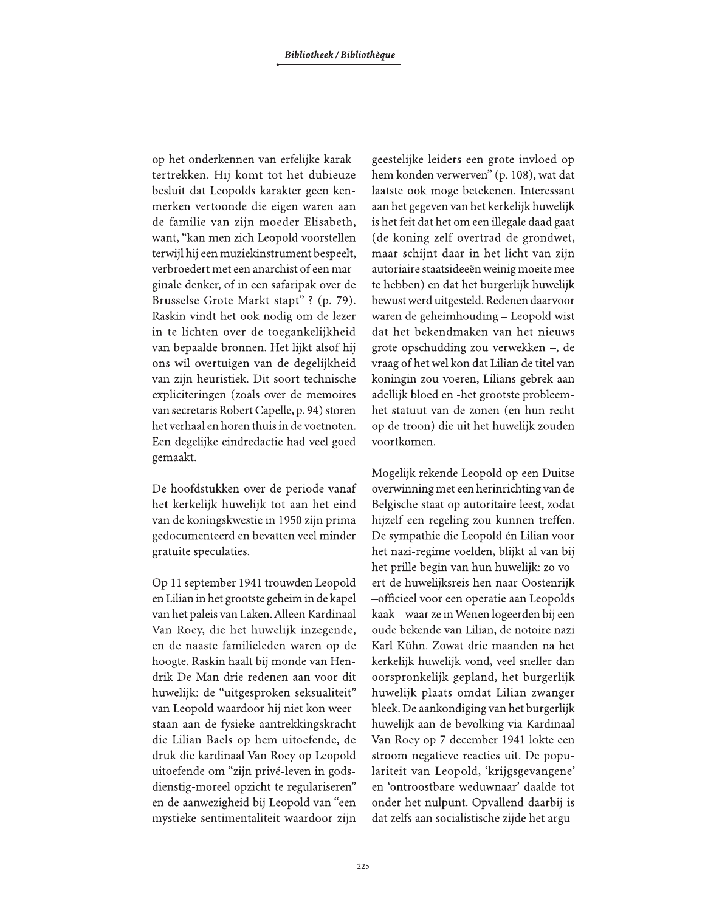op het onderkennen van erfelijke karaktertrekken. Hij komt tot het dubieuze besluit dat Leopolds karakter geen kenmerken vertoonde die eigen waren aan de familie van zijn moeder Elisabeth, want, "kan men zich Leopold voorstellen terwijl hij een muziekinstrument bespeelt, verbroedert met een anarchist of een marginale denker, of in een safaripak over de Brusselse Grote Markt stapt" ? (p. 79). Raskin vindt het ook nodig om de lezer in te lichten over de toegankelijkheid van bepaalde bronnen. Het lijkt alsof hij ons wil overtuigen van de degelijkheid van zijn heuristiek. Dit soort technische expliciteringen (zoals over de memoires van secretaris Robert Capelle, p. 94) storen het verhaal en horen thuis in de voetnoten. Een degelijke eindredactie had veel goed gemaakt.

De hoofdstukken over de periode vanaf het kerkelijk huwelijk tot aan het eind van de koningskwestie in 1950 zijn prima gedocumenteerd en bevatten veel minder gratuite speculaties.

Op 11 september 1941 trouwden Leopold en Lilian in het grootste geheim in de kapel van het paleis van Laken. Alleen Kardinaal Van Roey, die het huwelijk inzegende, en de naaste familieleden waren op de hoogte. Raskin haalt bij monde van Hendrik De Man drie redenen aan voor dit huwelijk: de "uitgesproken seksualiteit" van Leopold waardoor hij niet kon weerstaan aan de fysieke aantrekkingskracht die Lilian Baels op hem uitoefende, de druk die kardinaal Van Roey op Leopold uitoefende om "zijn privé-leven in godsdienstig-moreel opzicht te regulariseren" en de aanwezigheid bij Leopold van "een mystieke sentimentaliteit waardoor zijn geestelijke leiders een grote invloed op hem konden verwerven" (p. 108), wat dat laatste ook moge betekenen. Interessant aan het gegeven van het kerkelijk huwelijk is het feit dat het om een illegale daad gaat (de koning zelf overtrad de grondwet, maar schijnt daar in het licht van zijn autoriaire staatsideeën weinig moeite mee te hebben) en dat het burgerlijk huwelijk bewust werd uitgesteld. Redenen daarvoor waren de geheimhouding – Leopold wist dat het bekendmaken van het nieuws grote opschudding zou verwekken –, de vraag of het wel kon dat Lilian de titel van koningin zou voeren, Lilians gebrek aan adellijk bloed en -het grootste probleem- het statuut van de zonen (en hun recht op de troon) die uit het huwelijk zouden voortkomen.

Mogelijk rekende Leopold op een Duitse overwinning met een herinrichting van de Belgische staat op autoritaire leest, zodat hijzelf een regeling zou kunnen treffen. De sympathie die Leopold én Lilian voor het nazi-regime voelden, blijkt al van bij het prille begin van hun huwelijk: zo voert de huwelijksreis hen naar Oostenrijk –officieel voor een operatie aan Leopolds kaak – waar ze in Wenen logeerden bij een oude bekende van Lilian, de notoire nazi Karl Kühn. Zowat drie maanden na het kerkelijk huwelijk vond, veel sneller dan oorspronkelijk gepland, het burgerlijk huwelijk plaats omdat Lilian zwanger bleek. De aankondiging van het burgerlijk huwelijk aan de bevolking via Kardinaal Van Roey op 7 december 1941 lokte een stroom negatieve reacties uit. De populariteit van Leopold, 'krijgsgevangene' en 'ontroostbare weduwnaar' daalde tot onder het nulpunt. Opvallend daarbij is dat zelfs aan socialistische zijde het argu-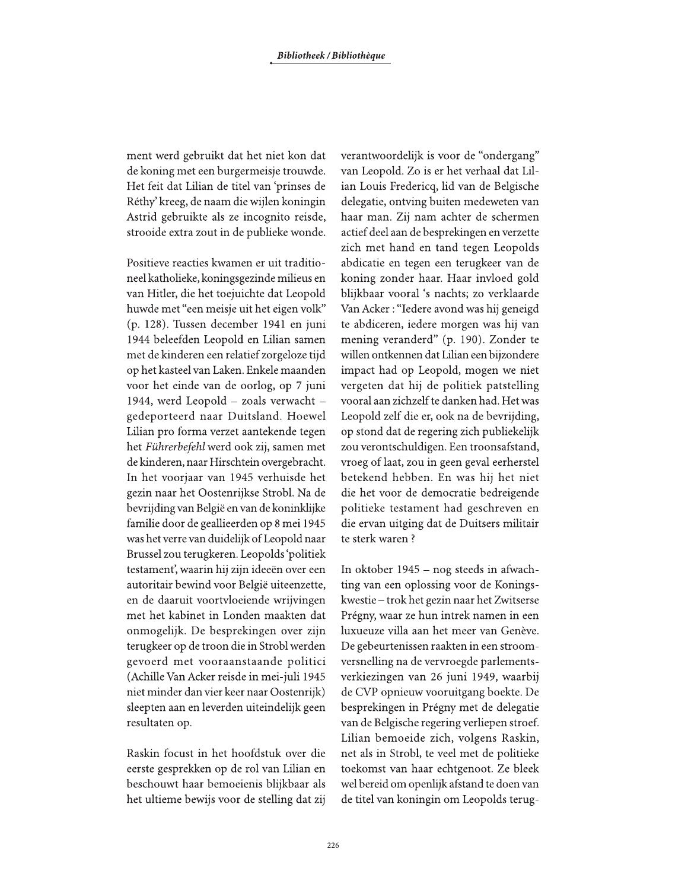ment werd gebruikt dat het niet kon dat de koning met een burgermeisje trouwde. Het feit dat Lilian de titel van 'prinses de Réthy' kreeg, de naam die wijlen koningin Astrid gebruikte als ze incognito reisde, strooide extra zout in de publieke wonde.

Positieve reacties kwamen er uit traditioneel katholieke, koningsgezinde milieus en van Hitler, die het toejuichte dat Leopold huwde met "een meisje uit het eigen volk" (p. 128). Tussen december 1941 en juni 1944 beleefden Leopold en Lilian samen met de kinderen een relatief zorgeloze tijd op het kasteel van Laken. Enkele maanden voor het einde van de oorlog, op 7 juni 1944, werd Leopold – zoals verwacht – gedeporteerd naar Duitsland. Hoewel Lilian pro forma verzet aantekende tegen het *Führerbefehl* werd ook zij, samen met de kinderen, naar Hirschtein overgebracht. In het voorjaar van 1945 verhuisde het gezin naar het Oostenrijkse Strobl. Na de bevrijding van België en van de koninklijke familie door de geallieerden op 8 mei 1945 was het verre van duidelijk of Leopold naar Brussel zou terugkeren. Leopolds 'politiek testament', waarin hij zijn ideeën over een autoritair bewind voor België uiteenzette, en de daaruit voortvloeiende wrijvingen met het kabinet in Londen maakten dat onmogelijk. De besprekingen over zijn terugkeer op de troon die in Strobl werden gevoerd met vooraanstaande politici (Achille Van Acker reisde in mei-juli 1945 niet minder dan vier keer naar Oostenrijk) sleepten aan en leverden uiteindelijk geen resultaten op.

Raskin focust in het hoofdstuk over die eerste gesprekken op de rol van Lilian en beschouwt haar bemoeienis blijkbaar als het ultieme bewijs voor de stelling dat zij verantwoordelijk is voor de "ondergang" van Leopold. Zo is er het verhaal dat Lilian Louis Fredericq, lid van de Belgische delegatie, ontving buiten medeweten van haar man. Zij nam achter de schermen actief deel aan de besprekingen en verzette zich met hand en tand tegen Leopolds abdicatie en tegen een terugkeer van de koning zonder haar. Haar invloed gold blijkbaar vooral 's nachts; zo verklaarde Van Acker : "Iedere avond was hij geneigd te abdiceren, iedere morgen was hij van mening veranderd" (p. 190). Zonder te willen ontkennen dat Lilian een bijzondere impact had op Leopold, mogen we niet vergeten dat hij de politiek patstelling vooral aan zichzelf te danken had. Het was Leopold zelf die er, ook na de bevrijding, op stond dat de regering zich publiekelijk zou verontschuldigen. Een troonsafstand, vroeg of laat, zou in geen geval eerherstel betekend hebben. En was hij het niet die het voor de democratie bedreigende politieke testament had geschreven en die ervan uitging dat de Duitsers militair te sterk waren ?

In oktober 1945 – nog steeds in afwachting van een oplossing voor de Koningskwestie – trok het gezin naar het Zwitserse Prégny, waar ze hun intrek namen in een luxueuze villa aan het meer van Genève. De gebeurtenissen raakten in een stroomversnelling na de vervroegde parlementsverkiezingen van 26 juni 1949, waarbij de CVP opnieuw vooruitgang boekte. De besprekingen in Prégny met de delegatie van de Belgische regering verliepen stroef. Lilian bemoeide zich, volgens Raskin, net als in Strobl, te veel met de politieke toekomst van haar echtgenoot. Ze bleek wel bereid om openlijk afstand te doen van de titel van koningin om Leopolds terug-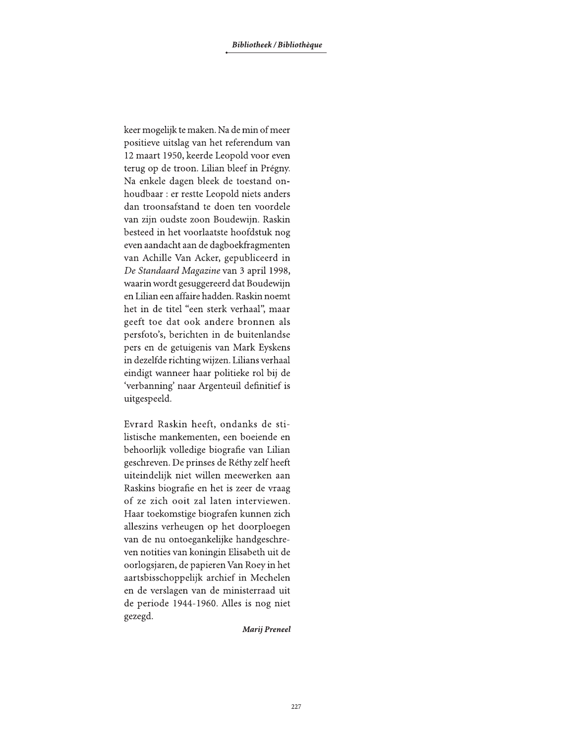keer mogelijk te maken. Na de min of meer positieve uitslag van het referendum van 12 maart 1950, keerde Leopold voor even terug op de troon. Lilian bleef in Prégny. Na enkele dagen bleek de toestand onhoudbaar : er restte Leopold niets anders dan troonsafstand te doen ten voordele van zijn oudste zoon Boudewijn. Raskin besteed in het voorlaatste hoofdstuk nog even aandacht aan de dagboekfragmenten van Achille Van Acker, gepubliceerd in *De Standaard Magazine* van 3 april 1998, waarin wordt gesuggereerd dat Boudewijn en Lilian een affaire hadden. Raskin noemt het in de titel "een sterk verhaal", maar geeft toe dat ook andere bronnen als persfoto's, berichten in de buitenlandse pers en de getuigenis van Mark Eyskens in dezelfde richting wijzen. Lilians verhaal eindigt wanneer haar politieke rol bij de 'verbanning' naar Argenteuil definitief is uitgespeeld.

Evrard Raskin heeft, ondanks de stilistische mankementen, een boeiende en behoorlijk volledige biografie van Lilian geschreven. De prinses de Réthy zelf heeft uiteindelijk niet willen meewerken aan Raskins biografie en het is zeer de vraag of ze zich ooit zal laten interviewen. Haar toekomstige biografen kunnen zich alleszins verheugen op het doorploegen van de nu ontoegankelijke handgeschreven notities van koningin Elisabeth uit de oorlogsjaren, de papieren Van Roey in het aartsbisschoppelijk archief in Mechelen en de verslagen van de ministerraad uit de periode 1944-1960. Alles is nog niet gezegd.

***Marij Preneel***